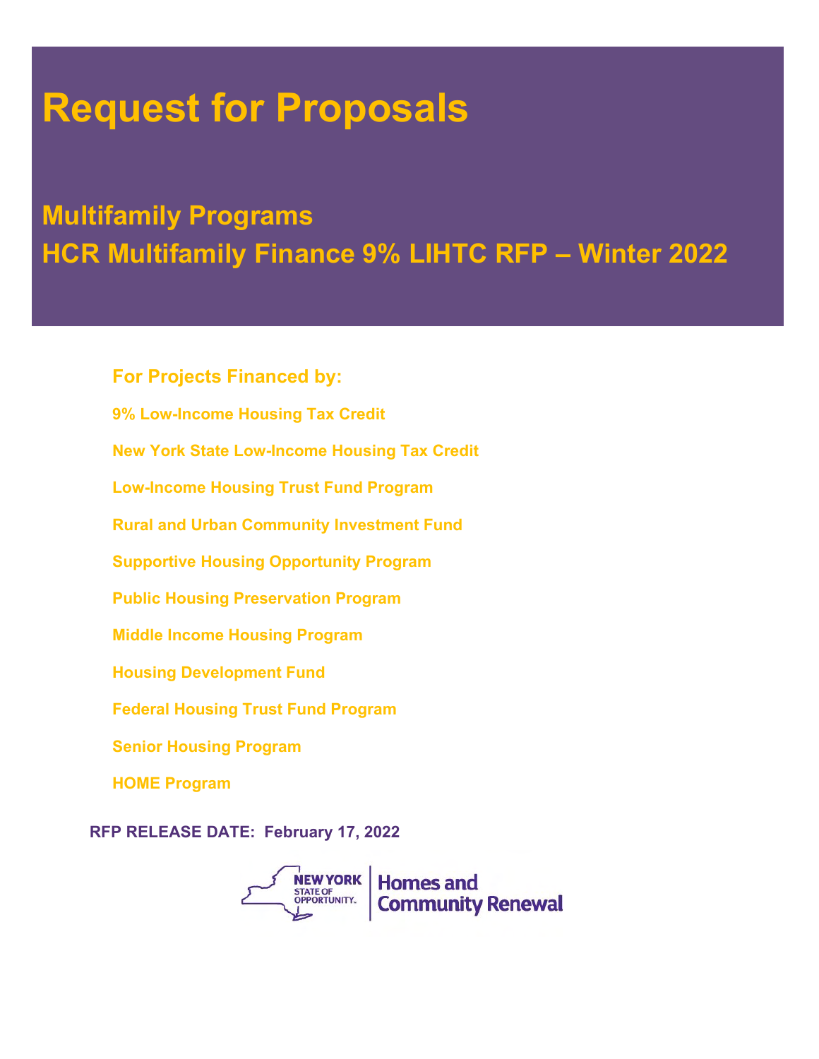# Request for Proposals

## Multifamily Programs
## HCR Multifamily Finance 9% LIHTC RFP – Winter 2022

### For Projects Financed by:

**9% Low-Income Housing Tax Credit**

**New York State Low-Income Housing Tax Credit**

**Low-Income Housing Trust Fund Program**

**Rural and Urban Community Investment Fund**

**Supportive Housing Opportunity Program**

**Public Housing Preservation Program**

**Middle Income Housing Program**

**Housing Development Fund**

**Federal Housing Trust Fund Program**

**Senior Housing Program**

**HOME Program**

**RFP RELEASE DATE: February 17, 2022**

NEW YORK STATE OF OPPORTUNITY. | Homes and Community Renewal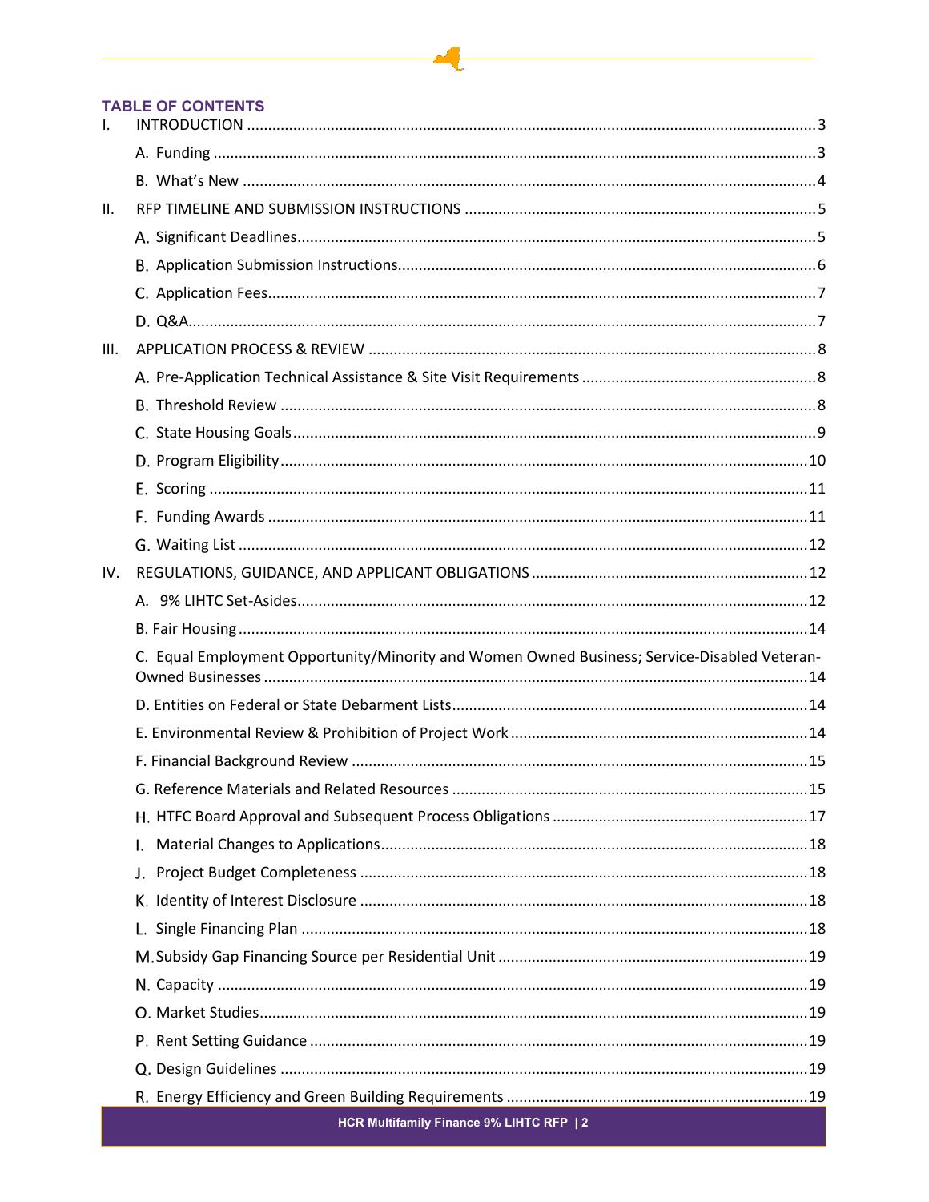## TABLE OF CONTENTS

I. INTRODUCTION ..... 3

- A. Funding ..... 3
- B. What's New ..... 4

II. RFP TIMELINE AND SUBMISSION INSTRUCTIONS ..... 5

- A. Significant Deadlines ..... 5
- B. Application Submission Instructions ..... 6
- C. Application Fees ..... 7
- D. Q&A ..... 7

III. APPLICATION PROCESS & REVIEW ..... 8

- A. Pre-Application Technical Assistance & Site Visit Requirements ..... 8
- B. Threshold Review ..... 8
- C. State Housing Goals ..... 9
- D. Program Eligibility ..... 10
- E. Scoring ..... 11
- F. Funding Awards ..... 11
- G. Waiting List ..... 12

IV. REGULATIONS, GUIDANCE, AND APPLICANT OBLIGATIONS ..... 12

- A. 9% LIHTC Set-Asides ..... 12
- B. Fair Housing ..... 14
- C. Equal Employment Opportunity/Minority and Women Owned Business; Service-Disabled Veteran-Owned Businesses ..... 14
- D. Entities on Federal or State Debarment Lists ..... 14
- E. Environmental Review & Prohibition of Project Work ..... 14
- F. Financial Background Review ..... 15
- G. Reference Materials and Related Resources ..... 15
- H. HTFC Board Approval and Subsequent Process Obligations ..... 17
- I. Material Changes to Applications ..... 18
- J. Project Budget Completeness ..... 18
- K. Identity of Interest Disclosure ..... 18
- L. Single Financing Plan ..... 18
- M. Subsidy Gap Financing Source per Residential Unit ..... 19
- N. Capacity ..... 19
- O. Market Studies ..... 19
- P. Rent Setting Guidance ..... 19
- Q. Design Guidelines ..... 19
- R. Energy Efficiency and Green Building Requirements ..... 19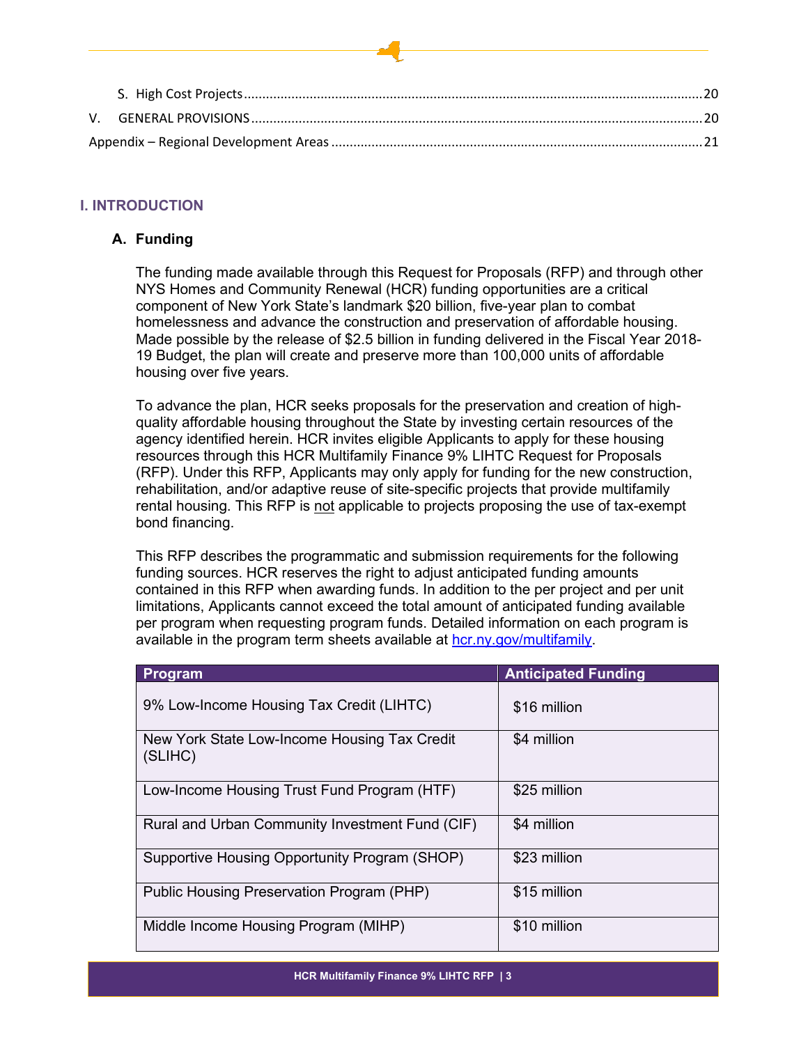S. High Cost Projects ........................................................................................................................20
V. GENERAL PROVISIONS ....................................................................................................................20
Appendix – Regional Development Areas ..........................................................................................21

# I. INTRODUCTION

## A. Funding

The funding made available through this Request for Proposals (RFP) and through other NYS Homes and Community Renewal (HCR) funding opportunities are a critical component of New York State's landmark $20 billion, five-year plan to combat homelessness and advance the construction and preservation of affordable housing. Made possible by the release of $2.5 billion in funding delivered in the Fiscal Year 2018-19 Budget, the plan will create and preserve more than 100,000 units of affordable housing over five years.

To advance the plan, HCR seeks proposals for the preservation and creation of high-quality affordable housing throughout the State by investing certain resources of the agency identified herein. HCR invites eligible Applicants to apply for these housing resources through this HCR Multifamily Finance 9% LIHTC Request for Proposals (RFP). Under this RFP, Applicants may only apply for funding for the new construction, rehabilitation, and/or adaptive reuse of site-specific projects that provide multifamily rental housing. This RFP is not applicable to projects proposing the use of tax-exempt bond financing.

This RFP describes the programmatic and submission requirements for the following funding sources. HCR reserves the right to adjust anticipated funding amounts contained in this RFP when awarding funds. In addition to the per project and per unit limitations, Applicants cannot exceed the total amount of anticipated funding available per program when requesting program funds. Detailed information on each program is available in the program term sheets available at hcr.ny.gov/multifamily.

| Program | Anticipated Funding |
| --- | --- |
| 9% Low-Income Housing Tax Credit (LIHTC) | $16 million |
| New York State Low-Income Housing Tax Credit (SLIHC) | $4 million |
| Low-Income Housing Trust Fund Program (HTF) | $25 million |
| Rural and Urban Community Investment Fund (CIF) | $4 million |
| Supportive Housing Opportunity Program (SHOP) | $23 million |
| Public Housing Preservation Program (PHP) | $15 million |
| Middle Income Housing Program (MIHP) | $10 million |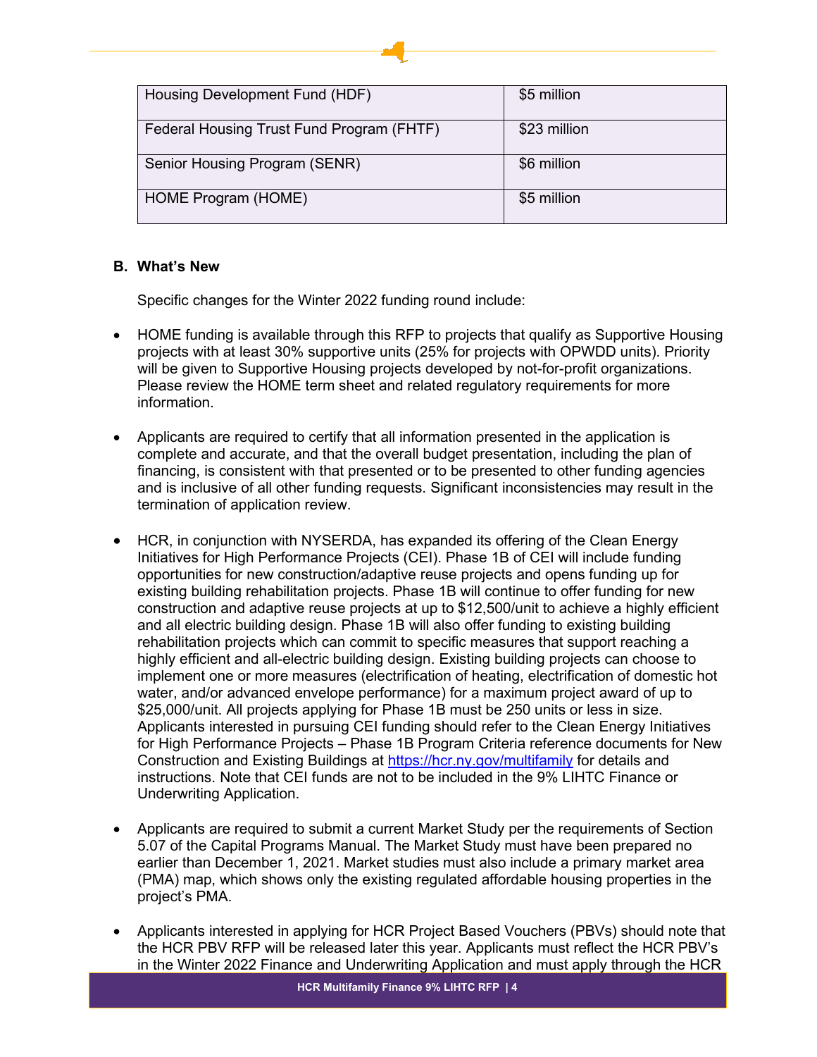| Housing Development Fund (HDF) | $5 million |
| --- | --- |
| Federal Housing Trust Fund Program (FHTF) | $23 million |
| Senior Housing Program (SENR) | $6 million |
| HOME Program (HOME) | $5 million |

## B. What's New

Specific changes for the Winter 2022 funding round include:

- HOME funding is available through this RFP to projects that qualify as Supportive Housing projects with at least 30% supportive units (25% for projects with OPWDD units). Priority will be given to Supportive Housing projects developed by not-for-profit organizations. Please review the HOME term sheet and related regulatory requirements for more information.

- Applicants are required to certify that all information presented in the application is complete and accurate, and that the overall budget presentation, including the plan of financing, is consistent with that presented or to be presented to other funding agencies and is inclusive of all other funding requests. Significant inconsistencies may result in the termination of application review.

- HCR, in conjunction with NYSERDA, has expanded its offering of the Clean Energy Initiatives for High Performance Projects (CEI). Phase 1B of CEI will include funding opportunities for new construction/adaptive reuse projects and opens funding up for existing building rehabilitation projects. Phase 1B will continue to offer funding for new construction and adaptive reuse projects at up to $12,500/unit to achieve a highly efficient and all electric building design. Phase 1B will also offer funding to existing building rehabilitation projects which can commit to specific measures that support reaching a highly efficient and all-electric building design. Existing building projects can choose to implement one or more measures (electrification of heating, electrification of domestic hot water, and/or advanced envelope performance) for a maximum project award of up to $25,000/unit. All projects applying for Phase 1B must be 250 units or less in size. Applicants interested in pursuing CEI funding should refer to the Clean Energy Initiatives for High Performance Projects – Phase 1B Program Criteria reference documents for New Construction and Existing Buildings at https://hcr.ny.gov/multifamily for details and instructions. Note that CEI funds are not to be included in the 9% LIHTC Finance or Underwriting Application.

- Applicants are required to submit a current Market Study per the requirements of Section 5.07 of the Capital Programs Manual. The Market Study must have been prepared no earlier than December 1, 2021. Market studies must also include a primary market area (PMA) map, which shows only the existing regulated affordable housing properties in the project's PMA.

- Applicants interested in applying for HCR Project Based Vouchers (PBVs) should note that the HCR PBV RFP will be released later this year. Applicants must reflect the HCR PBV's in the Winter 2022 Finance and Underwriting Application and must apply through the HCR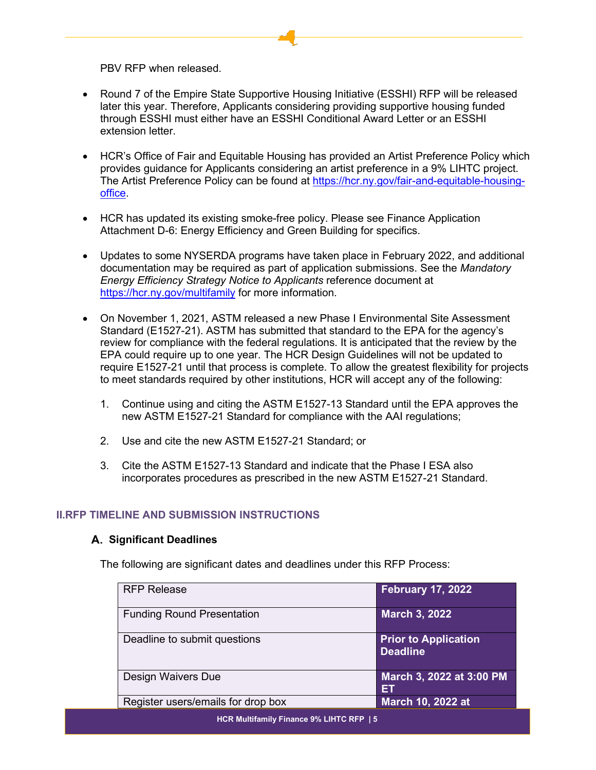PBV RFP when released.

- Round 7 of the Empire State Supportive Housing Initiative (ESSHI) RFP will be released later this year. Therefore, Applicants considering providing supportive housing funded through ESSHI must either have an ESSHI Conditional Award Letter or an ESSHI extension letter.

- HCR's Office of Fair and Equitable Housing has provided an Artist Preference Policy which provides guidance for Applicants considering an artist preference in a 9% LIHTC project. The Artist Preference Policy can be found at [https://hcr.ny.gov/fair-and-equitable-housing-office](https://hcr.ny.gov/fair-and-equitable-housing-office).

- HCR has updated its existing smoke-free policy. Please see Finance Application Attachment D-6: Energy Efficiency and Green Building for specifics.

- Updates to some NYSERDA programs have taken place in February 2022, and additional documentation may be required as part of application submissions. See the *Mandatory Energy Efficiency Strategy Notice to Applicants* reference document at [https://hcr.ny.gov/multifamily](https://hcr.ny.gov/multifamily) for more information.

- On November 1, 2021, ASTM released a new Phase I Environmental Site Assessment Standard (E1527-21). ASTM has submitted that standard to the EPA for the agency's review for compliance with the federal regulations. It is anticipated that the review by the EPA could require up to one year. The HCR Design Guidelines will not be updated to require E1527-21 until that process is complete. To allow the greatest flexibility for projects to meet standards required by other institutions, HCR will accept any of the following:

  1. Continue using and citing the ASTM E1527-13 Standard until the EPA approves the new ASTM E1527-21 Standard for compliance with the AAI regulations;

  2. Use and cite the new ASTM E1527-21 Standard; or

  3. Cite the ASTM E1527-13 Standard and indicate that the Phase I ESA also incorporates procedures as prescribed in the new ASTM E1527-21 Standard.

## II. RFP TIMELINE AND SUBMISSION INSTRUCTIONS

### A. Significant Deadlines

The following are significant dates and deadlines under this RFP Process:

| | |
|---|---|
| RFP Release | **February 17, 2022** |
| Funding Round Presentation | **March 3, 2022** |
| Deadline to submit questions | **Prior to Application Deadline** |
| Design Waivers Due | **March 3, 2022 at 3:00 PM ET** |
| Register users/emails for drop box | **March 10, 2022 at** |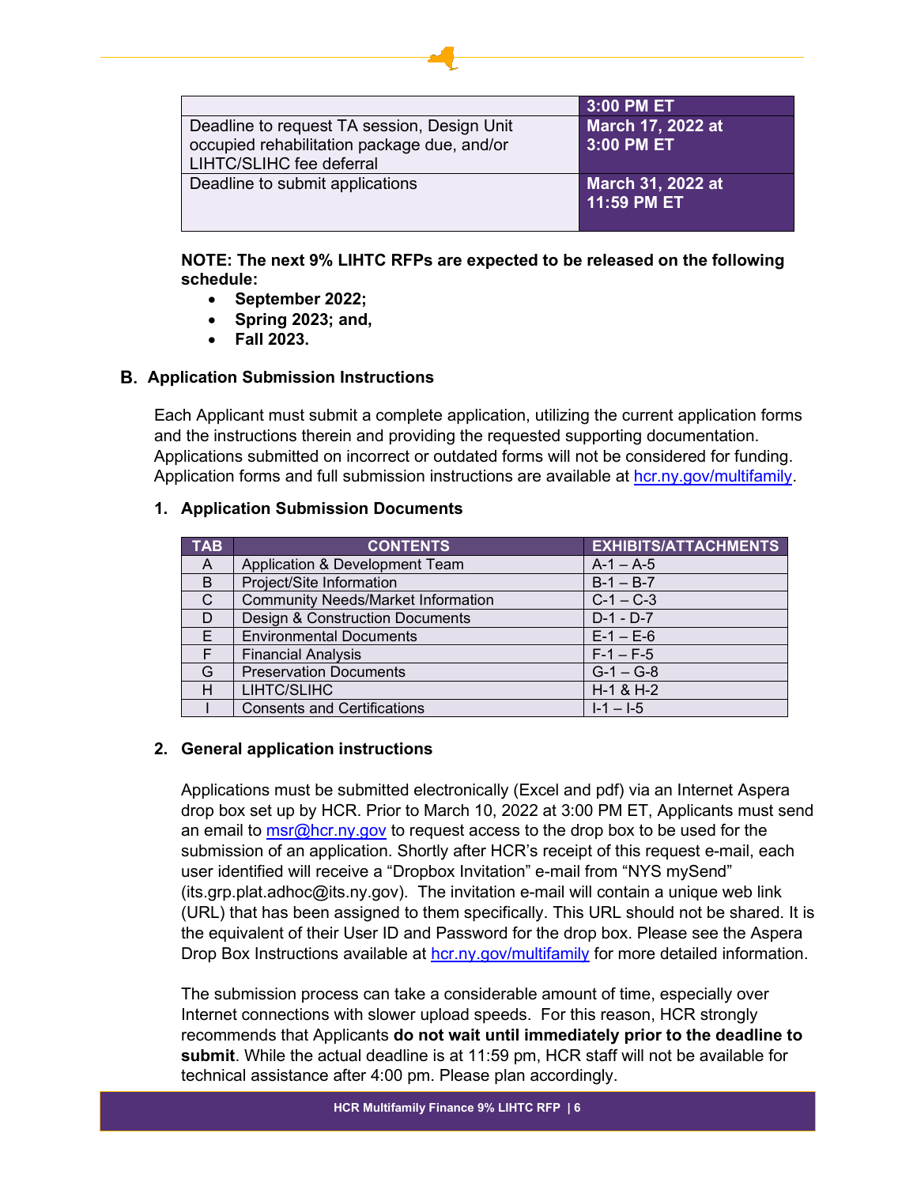| | 3:00 PM ET |
|---|---|
| Deadline to request TA session, Design Unit occupied rehabilitation package due, and/or LIHTC/SLIHC fee deferral | **March 17, 2022 at 3:00 PM ET** |
| Deadline to submit applications | **March 31, 2022 at 11:59 PM ET** |

**NOTE: The next 9% LIHTC RFPs are expected to be released on the following schedule:**

- **September 2022;**
- **Spring 2023; and,**
- **Fall 2023.**

## B. Application Submission Instructions

Each Applicant must submit a complete application, utilizing the current application forms and the instructions therein and providing the requested supporting documentation. Applications submitted on incorrect or outdated forms will not be considered for funding. Application forms and full submission instructions are available at hcr.ny.gov/multifamily.

### 1. Application Submission Documents

| TAB | CONTENTS | EXHIBITS/ATTACHMENTS |
|---|---|---|
| A | Application & Development Team | A-1 – A-5 |
| B | Project/Site Information | B-1 – B-7 |
| C | Community Needs/Market Information | C-1 – C-3 |
| D | Design & Construction Documents | D-1 - D-7 |
| E | Environmental Documents | E-1 – E-6 |
| F | Financial Analysis | F-1 – F-5 |
| G | Preservation Documents | G-1 – G-8 |
| H | LIHTC/SLIHC | H-1 & H-2 |
| I | Consents and Certifications | I-1 – I-5 |

### 2. General application instructions

Applications must be submitted electronically (Excel and pdf) via an Internet Aspera drop box set up by HCR. Prior to March 10, 2022 at 3:00 PM ET, Applicants must send an email to msr@hcr.ny.gov to request access to the drop box to be used for the submission of an application. Shortly after HCR's receipt of this request e-mail, each user identified will receive a "Dropbox Invitation" e-mail from "NYS mySend" (its.grp.plat.adhoc@its.ny.gov). The invitation e-mail will contain a unique web link (URL) that has been assigned to them specifically. This URL should not be shared. It is the equivalent of their User ID and Password for the drop box. Please see the Aspera Drop Box Instructions available at hcr.ny.gov/multifamily for more detailed information.

The submission process can take a considerable amount of time, especially over Internet connections with slower upload speeds. For this reason, HCR strongly recommends that Applicants **do not wait until immediately prior to the deadline to submit**. While the actual deadline is at 11:59 pm, HCR staff will not be available for technical assistance after 4:00 pm. Please plan accordingly.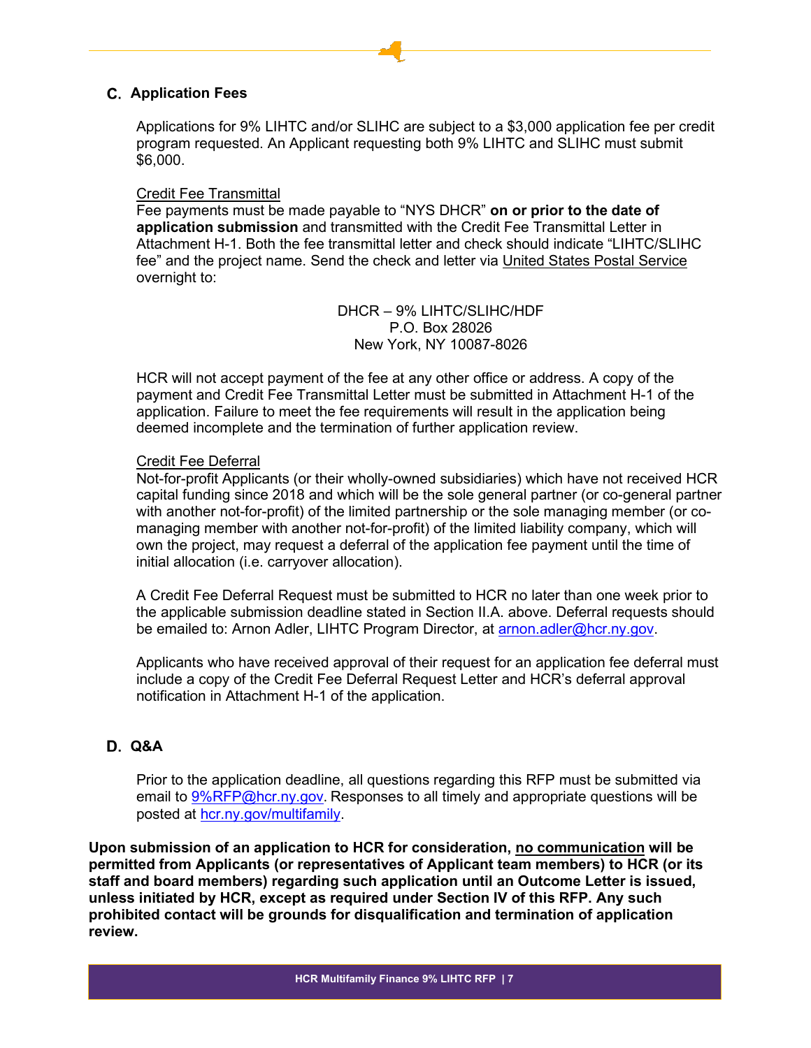## C. Application Fees

Applications for 9% LIHTC and/or SLIHC are subject to a $3,000 application fee per credit program requested. An Applicant requesting both 9% LIHTC and SLIHC must submit $6,000.

Credit Fee Transmittal
Fee payments must be made payable to "NYS DHCR" **on or prior to the date of application submission** and transmitted with the Credit Fee Transmittal Letter in Attachment H-1. Both the fee transmittal letter and check should indicate "LIHTC/SLIHC fee" and the project name. Send the check and letter via United States Postal Service overnight to:

DHCR – 9% LIHTC/SLIHC/HDF
P.O. Box 28026
New York, NY 10087-8026

HCR will not accept payment of the fee at any other office or address. A copy of the payment and Credit Fee Transmittal Letter must be submitted in Attachment H-1 of the application. Failure to meet the fee requirements will result in the application being deemed incomplete and the termination of further application review.

Credit Fee Deferral
Not-for-profit Applicants (or their wholly-owned subsidiaries) which have not received HCR capital funding since 2018 and which will be the sole general partner (or co-general partner with another not-for-profit) of the limited partnership or the sole managing member (or co-managing member with another not-for-profit) of the limited liability company, which will own the project, may request a deferral of the application fee payment until the time of initial allocation (i.e. carryover allocation).

A Credit Fee Deferral Request must be submitted to HCR no later than one week prior to the applicable submission deadline stated in Section II.A. above. Deferral requests should be emailed to: Arnon Adler, LIHTC Program Director, at arnon.adler@hcr.ny.gov.

Applicants who have received approval of their request for an application fee deferral must include a copy of the Credit Fee Deferral Request Letter and HCR's deferral approval notification in Attachment H-1 of the application.

## D. Q&A

Prior to the application deadline, all questions regarding this RFP must be submitted via email to 9%RFP@hcr.ny.gov. Responses to all timely and appropriate questions will be posted at hcr.ny.gov/multifamily.

**Upon submission of an application to HCR for consideration, no communication will be permitted from Applicants (or representatives of Applicant team members) to HCR (or its staff and board members) regarding such application until an Outcome Letter is issued, unless initiated by HCR, except as required under Section IV of this RFP. Any such prohibited contact will be grounds for disqualification and termination of application review.**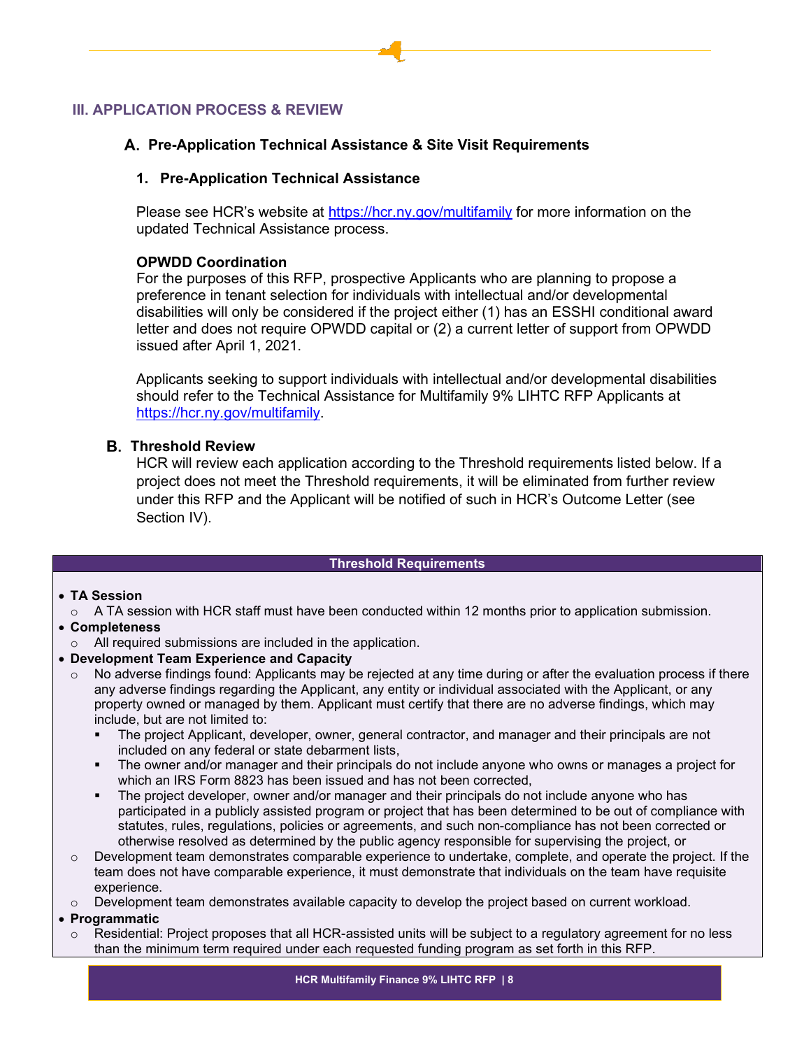## III. APPLICATION PROCESS & REVIEW

### A. Pre-Application Technical Assistance & Site Visit Requirements

#### 1. Pre-Application Technical Assistance

Please see HCR's website at https://hcr.ny.gov/multifamily for more information on the updated Technical Assistance process.

**OPWDD Coordination**
For the purposes of this RFP, prospective Applicants who are planning to propose a preference in tenant selection for individuals with intellectual and/or developmental disabilities will only be considered if the project either (1) has an ESSHI conditional award letter and does not require OPWDD capital or (2) a current letter of support from OPWDD issued after April 1, 2021.

Applicants seeking to support individuals with intellectual and/or developmental disabilities should refer to the Technical Assistance for Multifamily 9% LIHTC RFP Applicants at https://hcr.ny.gov/multifamily.

### B. Threshold Review

HCR will review each application according to the Threshold requirements listed below. If a project does not meet the Threshold requirements, it will be eliminated from further review under this RFP and the Applicant will be notified of such in HCR's Outcome Letter (see Section IV).

**Threshold Requirements**

- **TA Session**
  - A TA session with HCR staff must have been conducted within 12 months prior to application submission.
- **Completeness**
  - All required submissions are included in the application.
- **Development Team Experience and Capacity**
  - No adverse findings found: Applicants may be rejected at any time during or after the evaluation process if there any adverse findings regarding the Applicant, any entity or individual associated with the Applicant, or any property owned or managed by them. Applicant must certify that there are no adverse findings, which may include, but are not limited to:
    - The project Applicant, developer, owner, general contractor, and manager and their principals are not included on any federal or state debarment lists,
    - The owner and/or manager and their principals do not include anyone who owns or manages a project for which an IRS Form 8823 has been issued and has not been corrected,
    - The project developer, owner and/or manager and their principals do not include anyone who has participated in a publicly assisted program or project that has been determined to be out of compliance with statutes, rules, regulations, policies or agreements, and such non-compliance has not been corrected or otherwise resolved as determined by the public agency responsible for supervising the project, or
  - Development team demonstrates comparable experience to undertake, complete, and operate the project. If the team does not have comparable experience, it must demonstrate that individuals on the team have requisite experience.
  - Development team demonstrates available capacity to develop the project based on current workload.
- **Programmatic**
  - Residential: Project proposes that all HCR-assisted units will be subject to a regulatory agreement for no less than the minimum term required under each requested funding program as set forth in this RFP.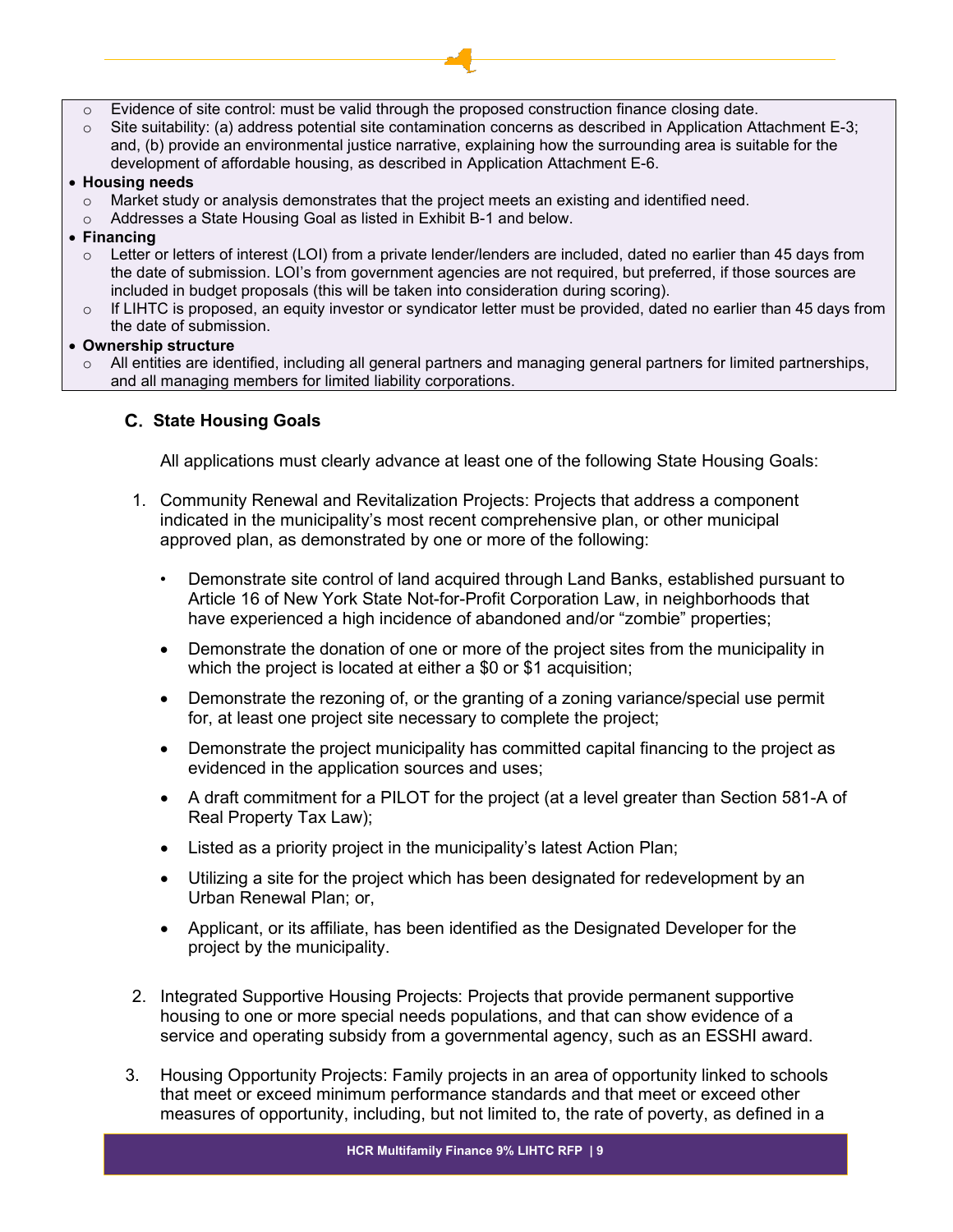- Evidence of site control: must be valid through the proposed construction finance closing date.
- Site suitability: (a) address potential site contamination concerns as described in Application Attachment E-3; and, (b) provide an environmental justice narrative, explaining how the surrounding area is suitable for the development of affordable housing, as described in Application Attachment E-6.

- **Housing needs**
  - Market study or analysis demonstrates that the project meets an existing and identified need.
  - Addresses a State Housing Goal as listed in Exhibit B-1 and below.
- **Financing**
  - Letter or letters of interest (LOI) from a private lender/lenders are included, dated no earlier than 45 days from the date of submission. LOI's from government agencies are not required, but preferred, if those sources are included in budget proposals (this will be taken into consideration during scoring).
  - If LIHTC is proposed, an equity investor or syndicator letter must be provided, dated no earlier than 45 days from the date of submission.
- **Ownership structure**
  - All entities are identified, including all general partners and managing general partners for limited partnerships, and all managing members for limited liability corporations.

### C. State Housing Goals

All applications must clearly advance at least one of the following State Housing Goals:

1. Community Renewal and Revitalization Projects: Projects that address a component indicated in the municipality's most recent comprehensive plan, or other municipal approved plan, as demonstrated by one or more of the following:

   - Demonstrate site control of land acquired through Land Banks, established pursuant to Article 16 of New York State Not-for-Profit Corporation Law, in neighborhoods that have experienced a high incidence of abandoned and/or "zombie" properties;
   - Demonstrate the donation of one or more of the project sites from the municipality in which the project is located at either a $0 or $1 acquisition;
   - Demonstrate the rezoning of, or the granting of a zoning variance/special use permit for, at least one project site necessary to complete the project;
   - Demonstrate the project municipality has committed capital financing to the project as evidenced in the application sources and uses;
   - A draft commitment for a PILOT for the project (at a level greater than Section 581-A of Real Property Tax Law);
   - Listed as a priority project in the municipality's latest Action Plan;
   - Utilizing a site for the project which has been designated for redevelopment by an Urban Renewal Plan; or,
   - Applicant, or its affiliate, has been identified as the Designated Developer for the project by the municipality.

2. Integrated Supportive Housing Projects: Projects that provide permanent supportive housing to one or more special needs populations, and that can show evidence of a service and operating subsidy from a governmental agency, such as an ESSHI award.

3. Housing Opportunity Projects: Family projects in an area of opportunity linked to schools that meet or exceed minimum performance standards and that meet or exceed other measures of opportunity, including, but not limited to, the rate of poverty, as defined in a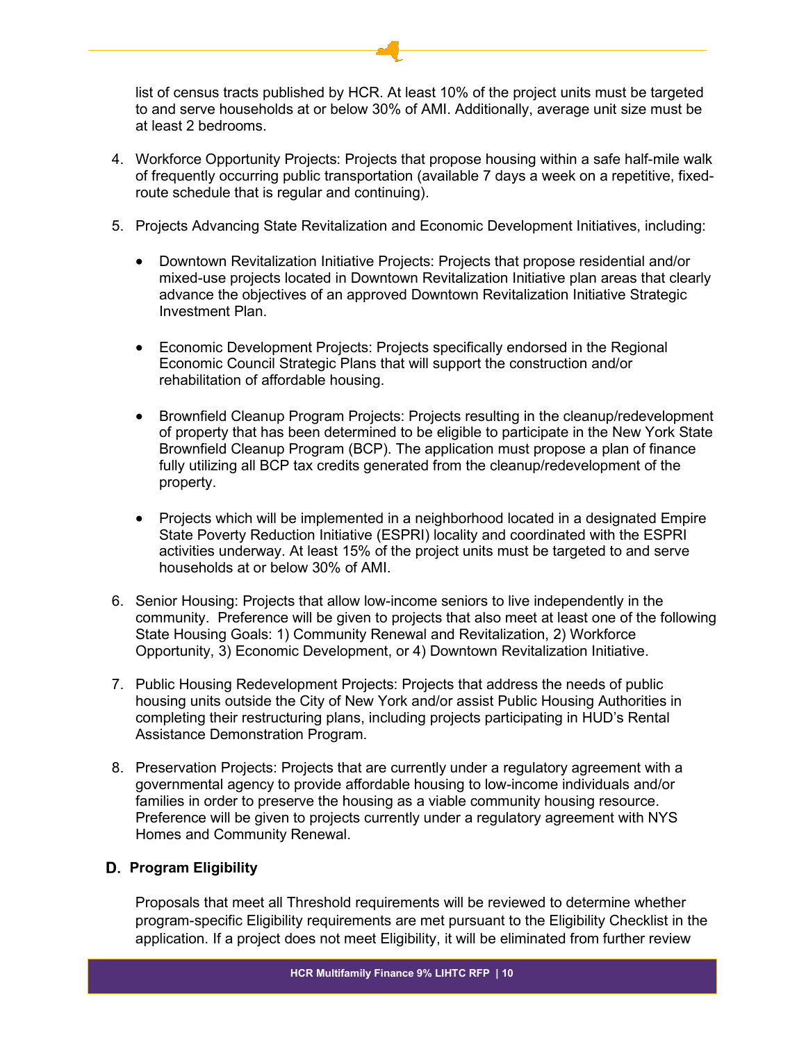list of census tracts published by HCR. At least 10% of the project units must be targeted to and serve households at or below 30% of AMI. Additionally, average unit size must be at least 2 bedrooms.

4. Workforce Opportunity Projects: Projects that propose housing within a safe half-mile walk of frequently occurring public transportation (available 7 days a week on a repetitive, fixed-route schedule that is regular and continuing).

5. Projects Advancing State Revitalization and Economic Development Initiatives, including:

   - Downtown Revitalization Initiative Projects: Projects that propose residential and/or mixed-use projects located in Downtown Revitalization Initiative plan areas that clearly advance the objectives of an approved Downtown Revitalization Initiative Strategic Investment Plan.

   - Economic Development Projects: Projects specifically endorsed in the Regional Economic Council Strategic Plans that will support the construction and/or rehabilitation of affordable housing.

   - Brownfield Cleanup Program Projects: Projects resulting in the cleanup/redevelopment of property that has been determined to be eligible to participate in the New York State Brownfield Cleanup Program (BCP). The application must propose a plan of finance fully utilizing all BCP tax credits generated from the cleanup/redevelopment of the property.

   - Projects which will be implemented in a neighborhood located in a designated Empire State Poverty Reduction Initiative (ESPRI) locality and coordinated with the ESPRI activities underway. At least 15% of the project units must be targeted to and serve households at or below 30% of AMI.

6. Senior Housing: Projects that allow low-income seniors to live independently in the community. Preference will be given to projects that also meet at least one of the following State Housing Goals: 1) Community Renewal and Revitalization, 2) Workforce Opportunity, 3) Economic Development, or 4) Downtown Revitalization Initiative.

7. Public Housing Redevelopment Projects: Projects that address the needs of public housing units outside the City of New York and/or assist Public Housing Authorities in completing their restructuring plans, including projects participating in HUD's Rental Assistance Demonstration Program.

8. Preservation Projects: Projects that are currently under a regulatory agreement with a governmental agency to provide affordable housing to low-income individuals and/or families in order to preserve the housing as a viable community housing resource. Preference will be given to projects currently under a regulatory agreement with NYS Homes and Community Renewal.

## D. Program Eligibility

Proposals that meet all Threshold requirements will be reviewed to determine whether program-specific Eligibility requirements are met pursuant to the Eligibility Checklist in the application. If a project does not meet Eligibility, it will be eliminated from further review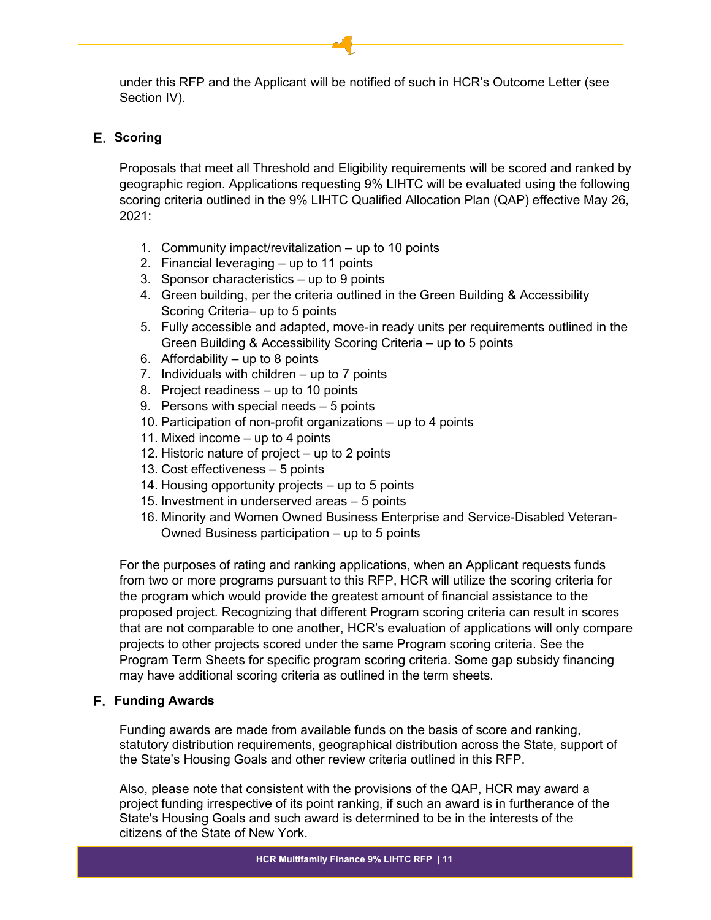under this RFP and the Applicant will be notified of such in HCR's Outcome Letter (see Section IV).

## E. Scoring

Proposals that meet all Threshold and Eligibility requirements will be scored and ranked by geographic region. Applications requesting 9% LIHTC will be evaluated using the following scoring criteria outlined in the 9% LIHTC Qualified Allocation Plan (QAP) effective May 26, 2021:

1. Community impact/revitalization – up to 10 points
2. Financial leveraging – up to 11 points
3. Sponsor characteristics – up to 9 points
4. Green building, per the criteria outlined in the Green Building & Accessibility Scoring Criteria– up to 5 points
5. Fully accessible and adapted, move-in ready units per requirements outlined in the Green Building & Accessibility Scoring Criteria – up to 5 points
6. Affordability – up to 8 points
7. Individuals with children – up to 7 points
8. Project readiness – up to 10 points
9. Persons with special needs – 5 points
10. Participation of non-profit organizations – up to 4 points
11. Mixed income – up to 4 points
12. Historic nature of project – up to 2 points
13. Cost effectiveness – 5 points
14. Housing opportunity projects – up to 5 points
15. Investment in underserved areas – 5 points
16. Minority and Women Owned Business Enterprise and Service-Disabled Veteran-Owned Business participation – up to 5 points

For the purposes of rating and ranking applications, when an Applicant requests funds from two or more programs pursuant to this RFP, HCR will utilize the scoring criteria for the program which would provide the greatest amount of financial assistance to the proposed project. Recognizing that different Program scoring criteria can result in scores that are not comparable to one another, HCR's evaluation of applications will only compare projects to other projects scored under the same Program scoring criteria. See the Program Term Sheets for specific program scoring criteria. Some gap subsidy financing may have additional scoring criteria as outlined in the term sheets.

## F. Funding Awards

Funding awards are made from available funds on the basis of score and ranking, statutory distribution requirements, geographical distribution across the State, support of the State's Housing Goals and other review criteria outlined in this RFP.

Also, please note that consistent with the provisions of the QAP, HCR may award a project funding irrespective of its point ranking, if such an award is in furtherance of the State's Housing Goals and such award is determined to be in the interests of the citizens of the State of New York.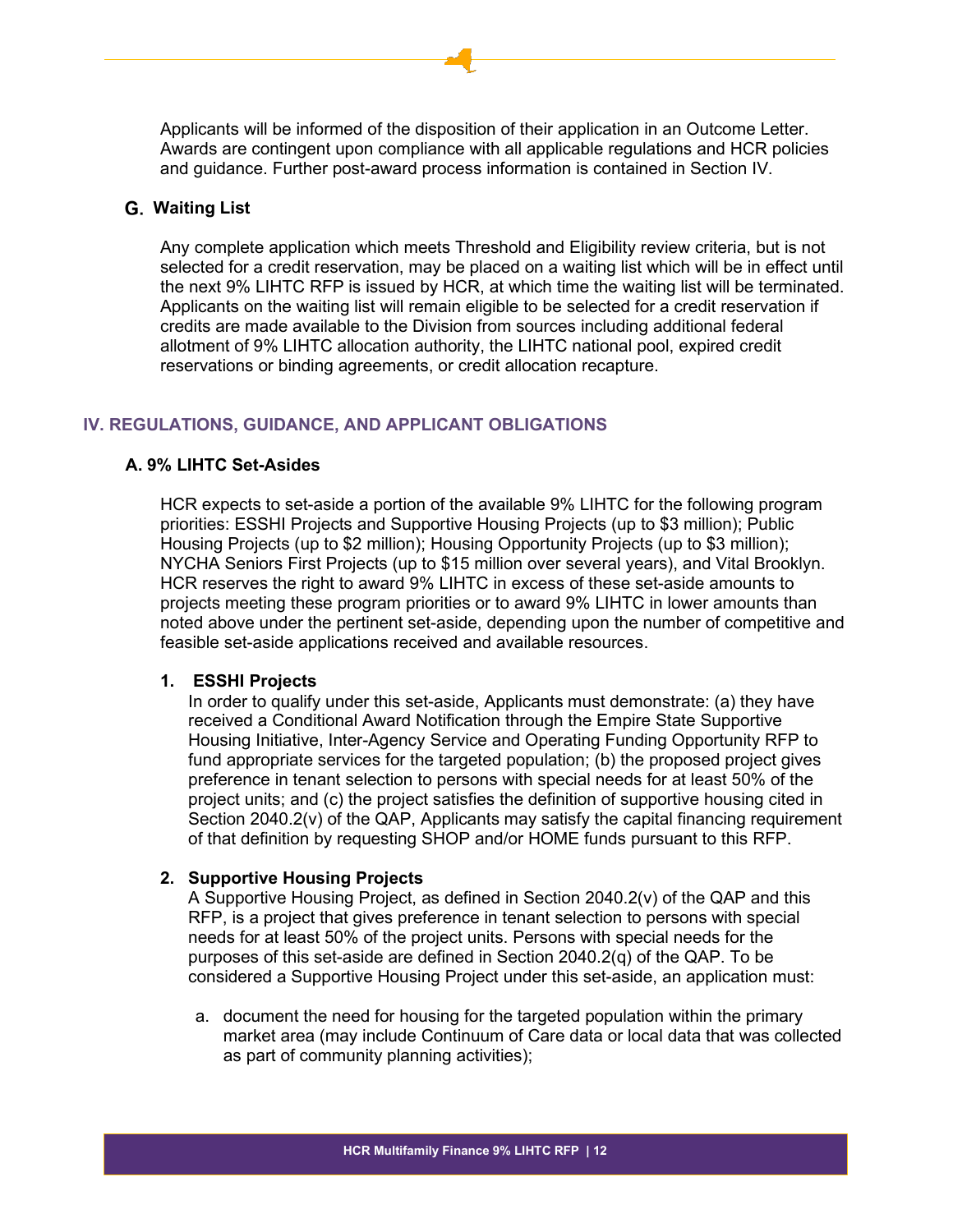Applicants will be informed of the disposition of their application in an Outcome Letter. Awards are contingent upon compliance with all applicable regulations and HCR policies and guidance. Further post-award process information is contained in Section IV.

### G. Waiting List

Any complete application which meets Threshold and Eligibility review criteria, but is not selected for a credit reservation, may be placed on a waiting list which will be in effect until the next 9% LIHTC RFP is issued by HCR, at which time the waiting list will be terminated. Applicants on the waiting list will remain eligible to be selected for a credit reservation if credits are made available to the Division from sources including additional federal allotment of 9% LIHTC allocation authority, the LIHTC national pool, expired credit reservations or binding agreements, or credit allocation recapture.

## IV. REGULATIONS, GUIDANCE, AND APPLICANT OBLIGATIONS

### A. 9% LIHTC Set-Asides

HCR expects to set-aside a portion of the available 9% LIHTC for the following program priorities: ESSHI Projects and Supportive Housing Projects (up to $3 million); Public Housing Projects (up to $2 million); Housing Opportunity Projects (up to $3 million); NYCHA Seniors First Projects (up to $15 million over several years), and Vital Brooklyn. HCR reserves the right to award 9% LIHTC in excess of these set-aside amounts to projects meeting these program priorities or to award 9% LIHTC in lower amounts than noted above under the pertinent set-aside, depending upon the number of competitive and feasible set-aside applications received and available resources.

**1. ESSHI Projects**

In order to qualify under this set-aside, Applicants must demonstrate: (a) they have received a Conditional Award Notification through the Empire State Supportive Housing Initiative, Inter-Agency Service and Operating Funding Opportunity RFP to fund appropriate services for the targeted population; (b) the proposed project gives preference in tenant selection to persons with special needs for at least 50% of the project units; and (c) the project satisfies the definition of supportive housing cited in Section 2040.2(v) of the QAP, Applicants may satisfy the capital financing requirement of that definition by requesting SHOP and/or HOME funds pursuant to this RFP.

**2. Supportive Housing Projects**

A Supportive Housing Project, as defined in Section 2040.2(v) of the QAP and this RFP, is a project that gives preference in tenant selection to persons with special needs for at least 50% of the project units. Persons with special needs for the purposes of this set-aside are defined in Section 2040.2(q) of the QAP. To be considered a Supportive Housing Project under this set-aside, an application must:

a. document the need for housing for the targeted population within the primary market area (may include Continuum of Care data or local data that was collected as part of community planning activities);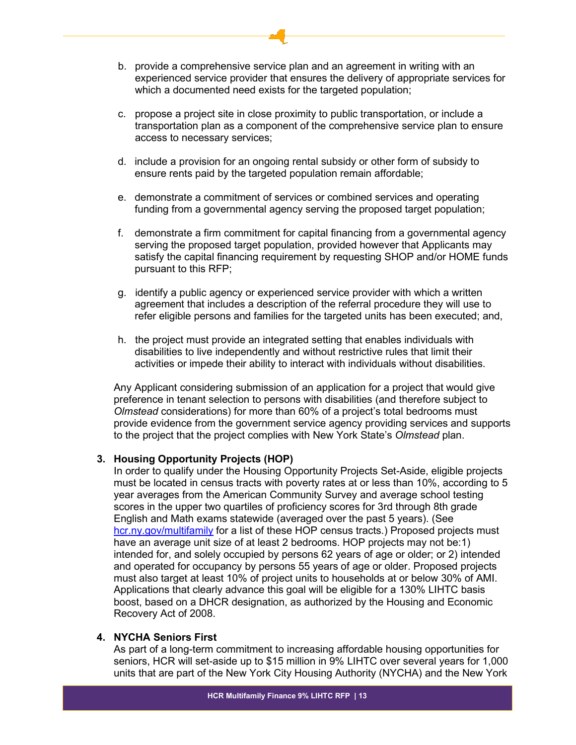b. provide a comprehensive service plan and an agreement in writing with an experienced service provider that ensures the delivery of appropriate services for which a documented need exists for the targeted population;

c. propose a project site in close proximity to public transportation, or include a transportation plan as a component of the comprehensive service plan to ensure access to necessary services;

d. include a provision for an ongoing rental subsidy or other form of subsidy to ensure rents paid by the targeted population remain affordable;

e. demonstrate a commitment of services or combined services and operating funding from a governmental agency serving the proposed target population;

f. demonstrate a firm commitment for capital financing from a governmental agency serving the proposed target population, provided however that Applicants may satisfy the capital financing requirement by requesting SHOP and/or HOME funds pursuant to this RFP;

g. identify a public agency or experienced service provider with which a written agreement that includes a description of the referral procedure they will use to refer eligible persons and families for the targeted units has been executed; and,

h. the project must provide an integrated setting that enables individuals with disabilities to live independently and without restrictive rules that limit their activities or impede their ability to interact with individuals without disabilities.

Any Applicant considering submission of an application for a project that would give preference in tenant selection to persons with disabilities (and therefore subject to *Olmstead* considerations) for more than 60% of a project's total bedrooms must provide evidence from the government service agency providing services and supports to the project that the project complies with New York State's *Olmstead* plan.

**3. Housing Opportunity Projects (HOP)**

In order to qualify under the Housing Opportunity Projects Set-Aside, eligible projects must be located in census tracts with poverty rates at or less than 10%, according to 5 year averages from the American Community Survey and average school testing scores in the upper two quartiles of proficiency scores for 3rd through 8th grade English and Math exams statewide (averaged over the past 5 years). (See [hcr.ny.gov/multifamily](hcr.ny.gov/multifamily) for a list of these HOP census tracts.) Proposed projects must have an average unit size of at least 2 bedrooms. HOP projects may not be:1) intended for, and solely occupied by persons 62 years of age or older; or 2) intended and operated for occupancy by persons 55 years of age or older. Proposed projects must also target at least 10% of project units to households at or below 30% of AMI. Applications that clearly advance this goal will be eligible for a 130% LIHTC basis boost, based on a DHCR designation, as authorized by the Housing and Economic Recovery Act of 2008.

**4. NYCHA Seniors First**

As part of a long-term commitment to increasing affordable housing opportunities for seniors, HCR will set-aside up to $15 million in 9% LIHTC over several years for 1,000 units that are part of the New York City Housing Authority (NYCHA) and the New York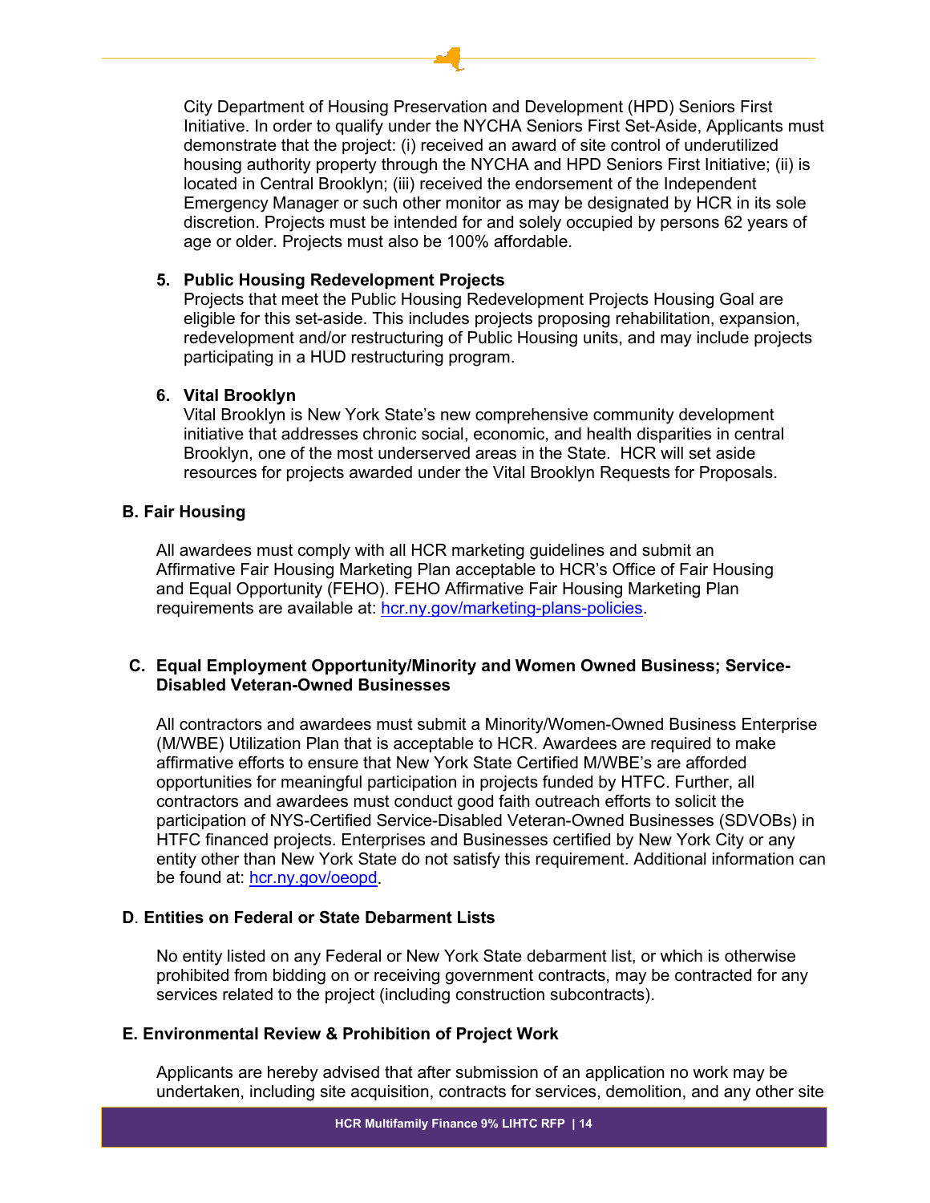City Department of Housing Preservation and Development (HPD) Seniors First Initiative. In order to qualify under the NYCHA Seniors First Set-Aside, Applicants must demonstrate that the project: (i) received an award of site control of underutilized housing authority property through the NYCHA and HPD Seniors First Initiative; (ii) is located in Central Brooklyn; (iii) received the endorsement of the Independent Emergency Manager or such other monitor as may be designated by HCR in its sole discretion. Projects must be intended for and solely occupied by persons 62 years of age or older. Projects must also be 100% affordable.

5. **Public Housing Redevelopment Projects**
   Projects that meet the Public Housing Redevelopment Projects Housing Goal are eligible for this set-aside. This includes projects proposing rehabilitation, expansion, redevelopment and/or restructuring of Public Housing units, and may include projects participating in a HUD restructuring program.

6. **Vital Brooklyn**
   Vital Brooklyn is New York State's new comprehensive community development initiative that addresses chronic social, economic, and health disparities in central Brooklyn, one of the most underserved areas in the State. HCR will set aside resources for projects awarded under the Vital Brooklyn Requests for Proposals.

### B. Fair Housing

All awardees must comply with all HCR marketing guidelines and submit an Affirmative Fair Housing Marketing Plan acceptable to HCR's Office of Fair Housing and Equal Opportunity (FEHO). FEHO Affirmative Fair Housing Marketing Plan requirements are available at: [hcr.ny.gov/marketing-plans-policies](hcr.ny.gov/marketing-plans-policies).

### C. Equal Employment Opportunity/Minority and Women Owned Business; Service-Disabled Veteran-Owned Businesses

All contractors and awardees must submit a Minority/Women-Owned Business Enterprise (M/WBE) Utilization Plan that is acceptable to HCR. Awardees are required to make affirmative efforts to ensure that New York State Certified M/WBE's are afforded opportunities for meaningful participation in projects funded by HTFC. Further, all contractors and awardees must conduct good faith outreach efforts to solicit the participation of NYS-Certified Service-Disabled Veteran-Owned Businesses (SDVOBs) in HTFC financed projects. Enterprises and Businesses certified by New York City or any entity other than New York State do not satisfy this requirement. Additional information can be found at: [hcr.ny.gov/oeopd](hcr.ny.gov/oeopd).

### D. Entities on Federal or State Debarment Lists

No entity listed on any Federal or New York State debarment list, or which is otherwise prohibited from bidding on or receiving government contracts, may be contracted for any services related to the project (including construction subcontracts).

### E. Environmental Review & Prohibition of Project Work

Applicants are hereby advised that after submission of an application no work may be undertaken, including site acquisition, contracts for services, demolition, and any other site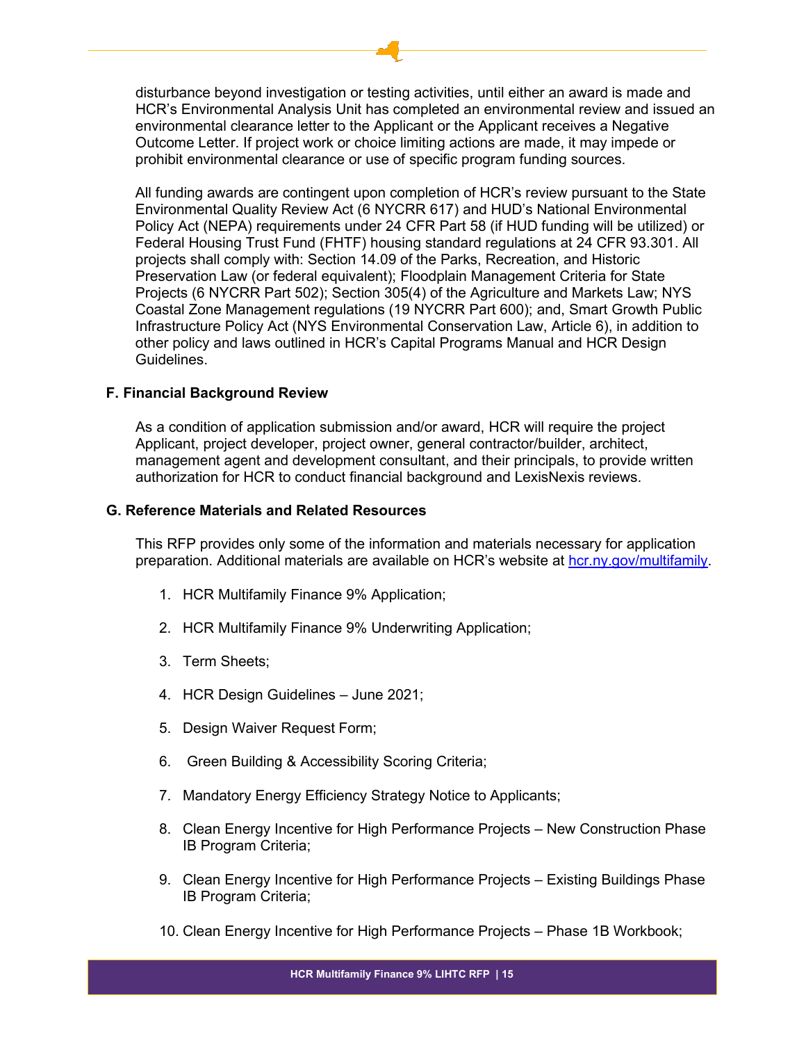disturbance beyond investigation or testing activities, until either an award is made and HCR's Environmental Analysis Unit has completed an environmental review and issued an environmental clearance letter to the Applicant or the Applicant receives a Negative Outcome Letter. If project work or choice limiting actions are made, it may impede or prohibit environmental clearance or use of specific program funding sources.

All funding awards are contingent upon completion of HCR's review pursuant to the State Environmental Quality Review Act (6 NYCRR 617) and HUD's National Environmental Policy Act (NEPA) requirements under 24 CFR Part 58 (if HUD funding will be utilized) or Federal Housing Trust Fund (FHTF) housing standard regulations at 24 CFR 93.301. All projects shall comply with: Section 14.09 of the Parks, Recreation, and Historic Preservation Law (or federal equivalent); Floodplain Management Criteria for State Projects (6 NYCRR Part 502); Section 305(4) of the Agriculture and Markets Law; NYS Coastal Zone Management regulations (19 NYCRR Part 600); and, Smart Growth Public Infrastructure Policy Act (NYS Environmental Conservation Law, Article 6), in addition to other policy and laws outlined in HCR's Capital Programs Manual and HCR Design Guidelines.

### F. Financial Background Review

As a condition of application submission and/or award, HCR will require the project Applicant, project developer, project owner, general contractor/builder, architect, management agent and development consultant, and their principals, to provide written authorization for HCR to conduct financial background and LexisNexis reviews.

### G. Reference Materials and Related Resources

This RFP provides only some of the information and materials necessary for application preparation. Additional materials are available on HCR's website at [hcr.ny.gov/multifamily](hcr.ny.gov/multifamily).

1. HCR Multifamily Finance 9% Application;
2. HCR Multifamily Finance 9% Underwriting Application;
3. Term Sheets;
4. HCR Design Guidelines – June 2021;
5. Design Waiver Request Form;
6. Green Building & Accessibility Scoring Criteria;
7. Mandatory Energy Efficiency Strategy Notice to Applicants;
8. Clean Energy Incentive for High Performance Projects – New Construction Phase IB Program Criteria;
9. Clean Energy Incentive for High Performance Projects – Existing Buildings Phase IB Program Criteria;
10. Clean Energy Incentive for High Performance Projects – Phase 1B Workbook;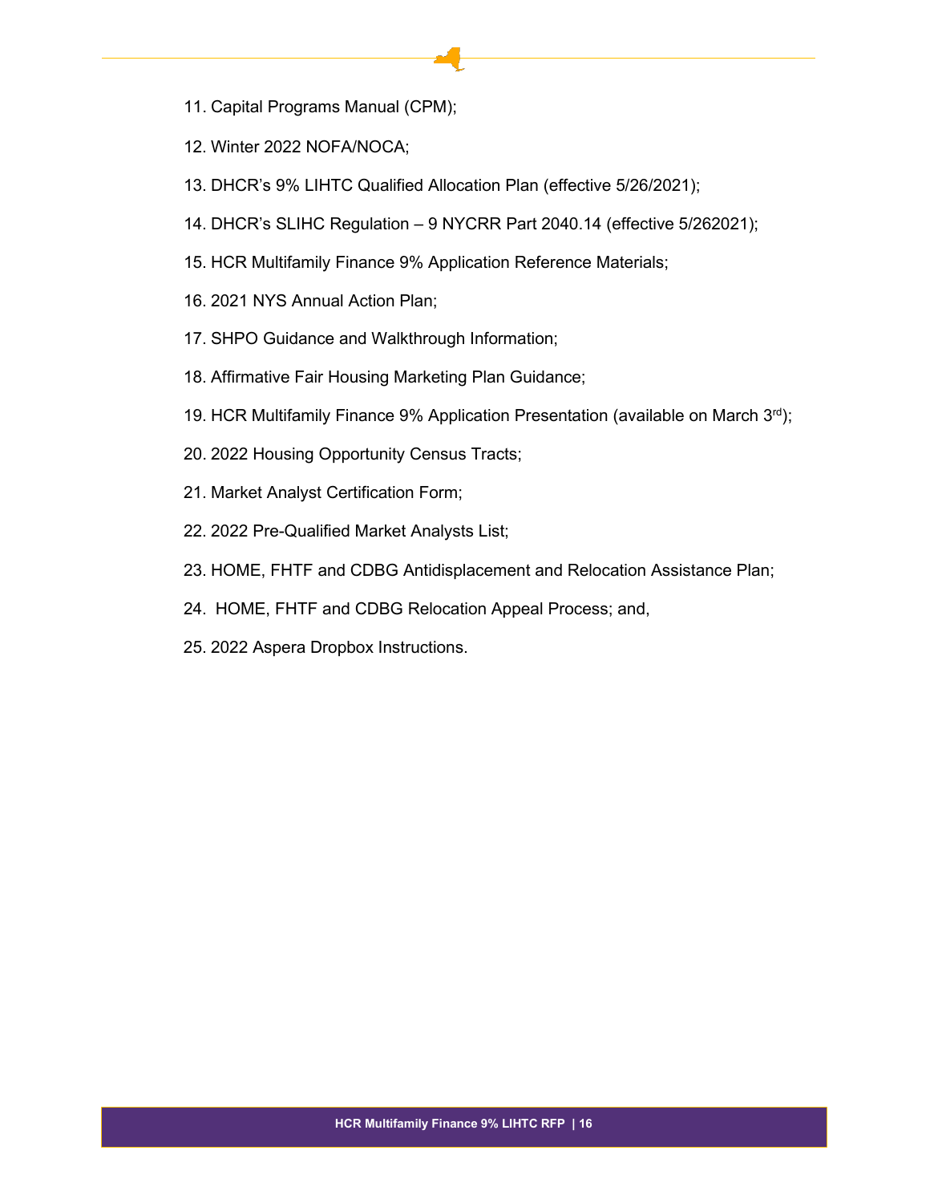11. Capital Programs Manual (CPM);

12. Winter 2022 NOFA/NOCA;

13. DHCR's 9% LIHTC Qualified Allocation Plan (effective 5/26/2021);

14. DHCR's SLIHC Regulation – 9 NYCRR Part 2040.14 (effective 5/262021);

15. HCR Multifamily Finance 9% Application Reference Materials;

16. 2021 NYS Annual Action Plan;

17. SHPO Guidance and Walkthrough Information;

18. Affirmative Fair Housing Marketing Plan Guidance;

19. HCR Multifamily Finance 9% Application Presentation (available on March 3rd);

20. 2022 Housing Opportunity Census Tracts;

21. Market Analyst Certification Form;

22. 2022 Pre-Qualified Market Analysts List;

23. HOME, FHTF and CDBG Antidisplacement and Relocation Assistance Plan;

24. HOME, FHTF and CDBG Relocation Appeal Process; and,

25. 2022 Aspera Dropbox Instructions.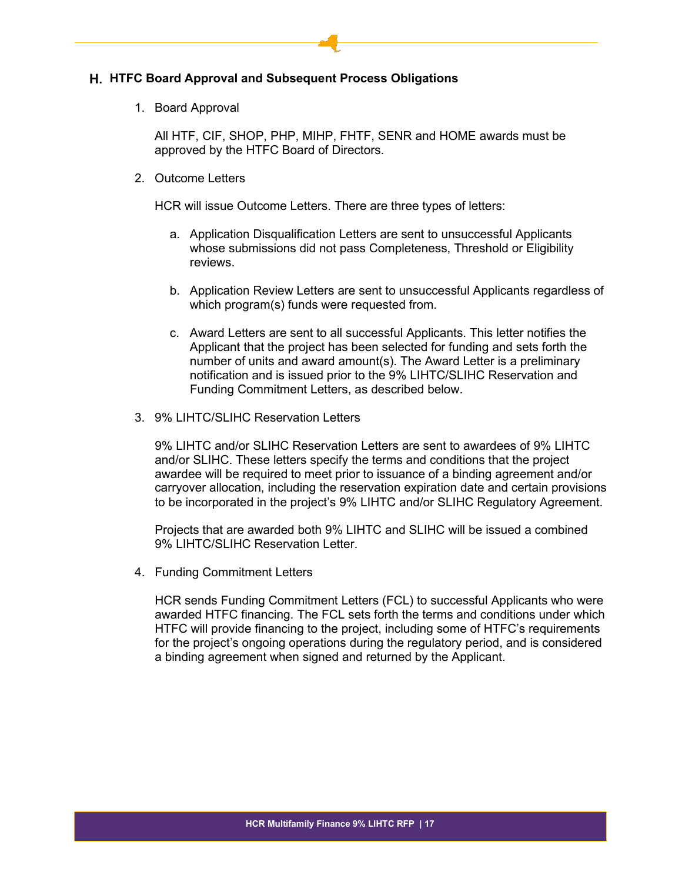## H. HTFC Board Approval and Subsequent Process Obligations

1. Board Approval

   All HTF, CIF, SHOP, PHP, MIHP, FHTF, SENR and HOME awards must be approved by the HTFC Board of Directors.

2. Outcome Letters

   HCR will issue Outcome Letters. There are three types of letters:

   a. Application Disqualification Letters are sent to unsuccessful Applicants whose submissions did not pass Completeness, Threshold or Eligibility reviews.

   b. Application Review Letters are sent to unsuccessful Applicants regardless of which program(s) funds were requested from.

   c. Award Letters are sent to all successful Applicants. This letter notifies the Applicant that the project has been selected for funding and sets forth the number of units and award amount(s). The Award Letter is a preliminary notification and is issued prior to the 9% LIHTC/SLIHC Reservation and Funding Commitment Letters, as described below.

3. 9% LIHTC/SLIHC Reservation Letters

   9% LIHTC and/or SLIHC Reservation Letters are sent to awardees of 9% LIHTC and/or SLIHC. These letters specify the terms and conditions that the project awardee will be required to meet prior to issuance of a binding agreement and/or carryover allocation, including the reservation expiration date and certain provisions to be incorporated in the project's 9% LIHTC and/or SLIHC Regulatory Agreement.

   Projects that are awarded both 9% LIHTC and SLIHC will be issued a combined 9% LIHTC/SLIHC Reservation Letter.

4. Funding Commitment Letters

   HCR sends Funding Commitment Letters (FCL) to successful Applicants who were awarded HTFC financing. The FCL sets forth the terms and conditions under which HTFC will provide financing to the project, including some of HTFC's requirements for the project's ongoing operations during the regulatory period, and is considered a binding agreement when signed and returned by the Applicant.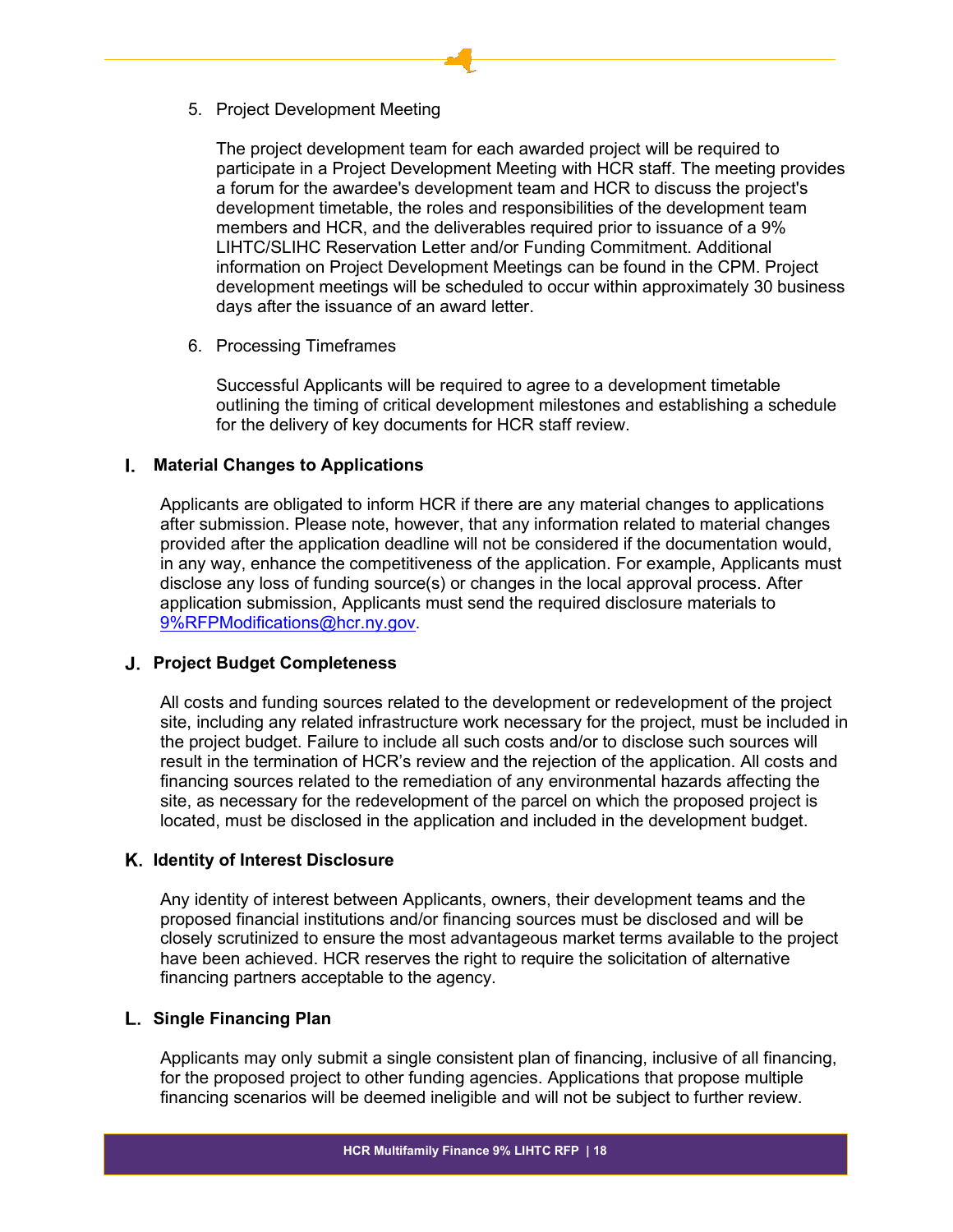5. Project Development Meeting

   The project development team for each awarded project will be required to participate in a Project Development Meeting with HCR staff. The meeting provides a forum for the awardee's development team and HCR to discuss the project's development timetable, the roles and responsibilities of the development team members and HCR, and the deliverables required prior to issuance of a 9% LIHTC/SLIHC Reservation Letter and/or Funding Commitment. Additional information on Project Development Meetings can be found in the CPM. Project development meetings will be scheduled to occur within approximately 30 business days after the issuance of an award letter.

6. Processing Timeframes

   Successful Applicants will be required to agree to a development timetable outlining the timing of critical development milestones and establishing a schedule for the delivery of key documents for HCR staff review.

### I. Material Changes to Applications

Applicants are obligated to inform HCR if there are any material changes to applications after submission. Please note, however, that any information related to material changes provided after the application deadline will not be considered if the documentation would, in any way, enhance the competitiveness of the application. For example, Applicants must disclose any loss of funding source(s) or changes in the local approval process. After application submission, Applicants must send the required disclosure materials to 9%RFPModifications@hcr.ny.gov.

### J. Project Budget Completeness

All costs and funding sources related to the development or redevelopment of the project site, including any related infrastructure work necessary for the project, must be included in the project budget. Failure to include all such costs and/or to disclose such sources will result in the termination of HCR's review and the rejection of the application. All costs and financing sources related to the remediation of any environmental hazards affecting the site, as necessary for the redevelopment of the parcel on which the proposed project is located, must be disclosed in the application and included in the development budget.

### K. Identity of Interest Disclosure

Any identity of interest between Applicants, owners, their development teams and the proposed financial institutions and/or financing sources must be disclosed and will be closely scrutinized to ensure the most advantageous market terms available to the project have been achieved. HCR reserves the right to require the solicitation of alternative financing partners acceptable to the agency.

### L. Single Financing Plan

Applicants may only submit a single consistent plan of financing, inclusive of all financing, for the proposed project to other funding agencies. Applications that propose multiple financing scenarios will be deemed ineligible and will not be subject to further review.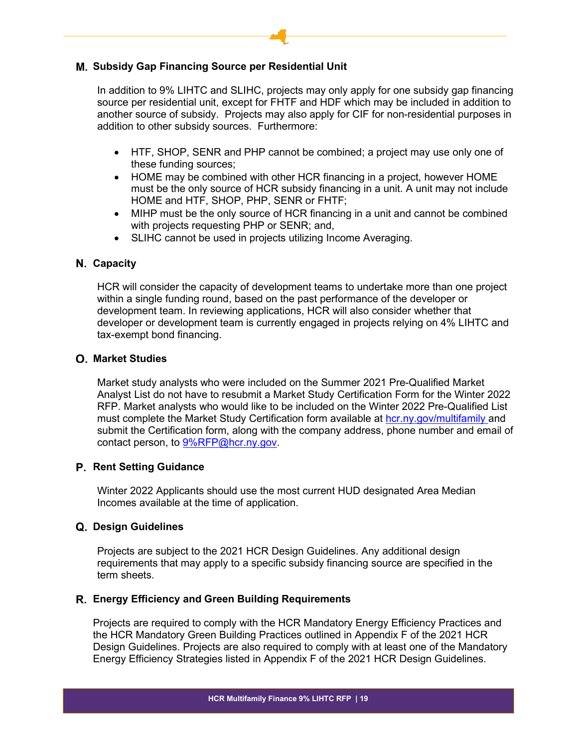## M. Subsidy Gap Financing Source per Residential Unit

In addition to 9% LIHTC and SLIHC, projects may only apply for one subsidy gap financing source per residential unit, except for FHTF and HDF which may be included in addition to another source of subsidy. Projects may also apply for CIF for non-residential purposes in addition to other subsidy sources. Furthermore:

- HTF, SHOP, SENR and PHP cannot be combined; a project may use only one of these funding sources;
- HOME may be combined with other HCR financing in a project, however HOME must be the only source of HCR subsidy financing in a unit. A unit may not include HOME and HTF, SHOP, PHP, SENR or FHTF;
- MIHP must be the only source of HCR financing in a unit and cannot be combined with projects requesting PHP or SENR; and,
- SLIHC cannot be used in projects utilizing Income Averaging.

## N. Capacity

HCR will consider the capacity of development teams to undertake more than one project within a single funding round, based on the past performance of the developer or development team. In reviewing applications, HCR will also consider whether that developer or development team is currently engaged in projects relying on 4% LIHTC and tax-exempt bond financing.

## O. Market Studies

Market study analysts who were included on the Summer 2021 Pre-Qualified Market Analyst List do not have to resubmit a Market Study Certification Form for the Winter 2022 RFP. Market analysts who would like to be included on the Winter 2022 Pre-Qualified List must complete the Market Study Certification form available at hcr.ny.gov/multifamily and submit the Certification form, along with the company address, phone number and email of contact person, to 9%RFP@hcr.ny.gov.

## P. Rent Setting Guidance

Winter 2022 Applicants should use the most current HUD designated Area Median Incomes available at the time of application.

## Q. Design Guidelines

Projects are subject to the 2021 HCR Design Guidelines. Any additional design requirements that may apply to a specific subsidy financing source are specified in the term sheets.

## R. Energy Efficiency and Green Building Requirements

Projects are required to comply with the HCR Mandatory Energy Efficiency Practices and the HCR Mandatory Green Building Practices outlined in Appendix F of the 2021 HCR Design Guidelines. Projects are also required to comply with at least one of the Mandatory Energy Efficiency Strategies listed in Appendix F of the 2021 HCR Design Guidelines.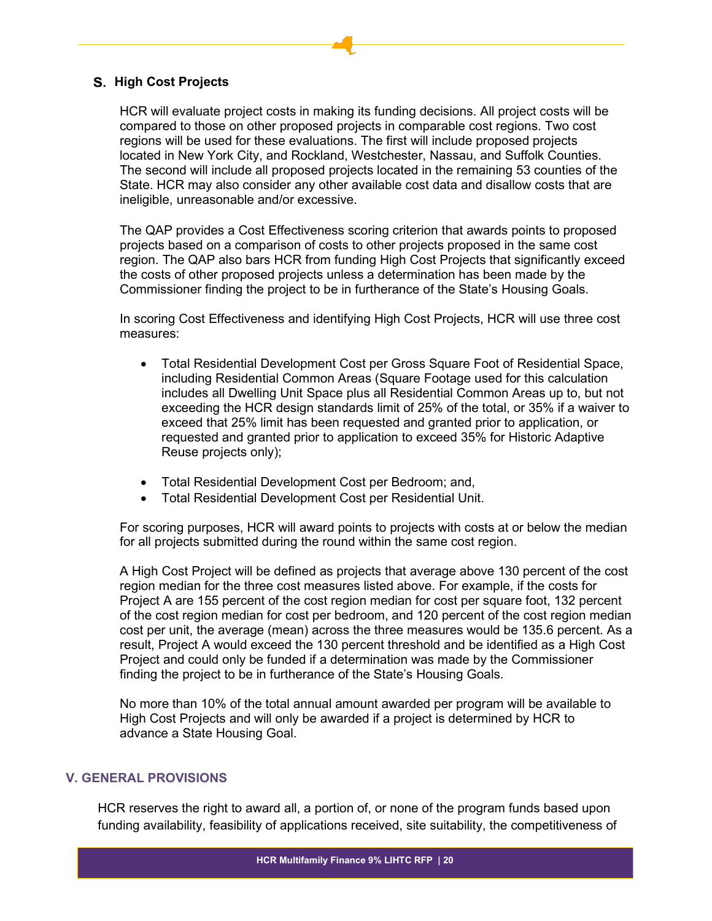## S. High Cost Projects

HCR will evaluate project costs in making its funding decisions. All project costs will be compared to those on other proposed projects in comparable cost regions. Two cost regions will be used for these evaluations. The first will include proposed projects located in New York City, and Rockland, Westchester, Nassau, and Suffolk Counties. The second will include all proposed projects located in the remaining 53 counties of the State. HCR may also consider any other available cost data and disallow costs that are ineligible, unreasonable and/or excessive.

The QAP provides a Cost Effectiveness scoring criterion that awards points to proposed projects based on a comparison of costs to other projects proposed in the same cost region. The QAP also bars HCR from funding High Cost Projects that significantly exceed the costs of other proposed projects unless a determination has been made by the Commissioner finding the project to be in furtherance of the State's Housing Goals.

In scoring Cost Effectiveness and identifying High Cost Projects, HCR will use three cost measures:

- Total Residential Development Cost per Gross Square Foot of Residential Space, including Residential Common Areas (Square Footage used for this calculation includes all Dwelling Unit Space plus all Residential Common Areas up to, but not exceeding the HCR design standards limit of 25% of the total, or 35% if a waiver to exceed that 25% limit has been requested and granted prior to application, or requested and granted prior to application to exceed 35% for Historic Adaptive Reuse projects only);
- Total Residential Development Cost per Bedroom; and,
- Total Residential Development Cost per Residential Unit.

For scoring purposes, HCR will award points to projects with costs at or below the median for all projects submitted during the round within the same cost region.

A High Cost Project will be defined as projects that average above 130 percent of the cost region median for the three cost measures listed above. For example, if the costs for Project A are 155 percent of the cost region median for cost per square foot, 132 percent of the cost region median for cost per bedroom, and 120 percent of the cost region median cost per unit, the average (mean) across the three measures would be 135.6 percent. As a result, Project A would exceed the 130 percent threshold and be identified as a High Cost Project and could only be funded if a determination was made by the Commissioner finding the project to be in furtherance of the State's Housing Goals.

No more than 10% of the total annual amount awarded per program will be available to High Cost Projects and will only be awarded if a project is determined by HCR to advance a State Housing Goal.

# V. GENERAL PROVISIONS

HCR reserves the right to award all, a portion of, or none of the program funds based upon funding availability, feasibility of applications received, site suitability, the competitiveness of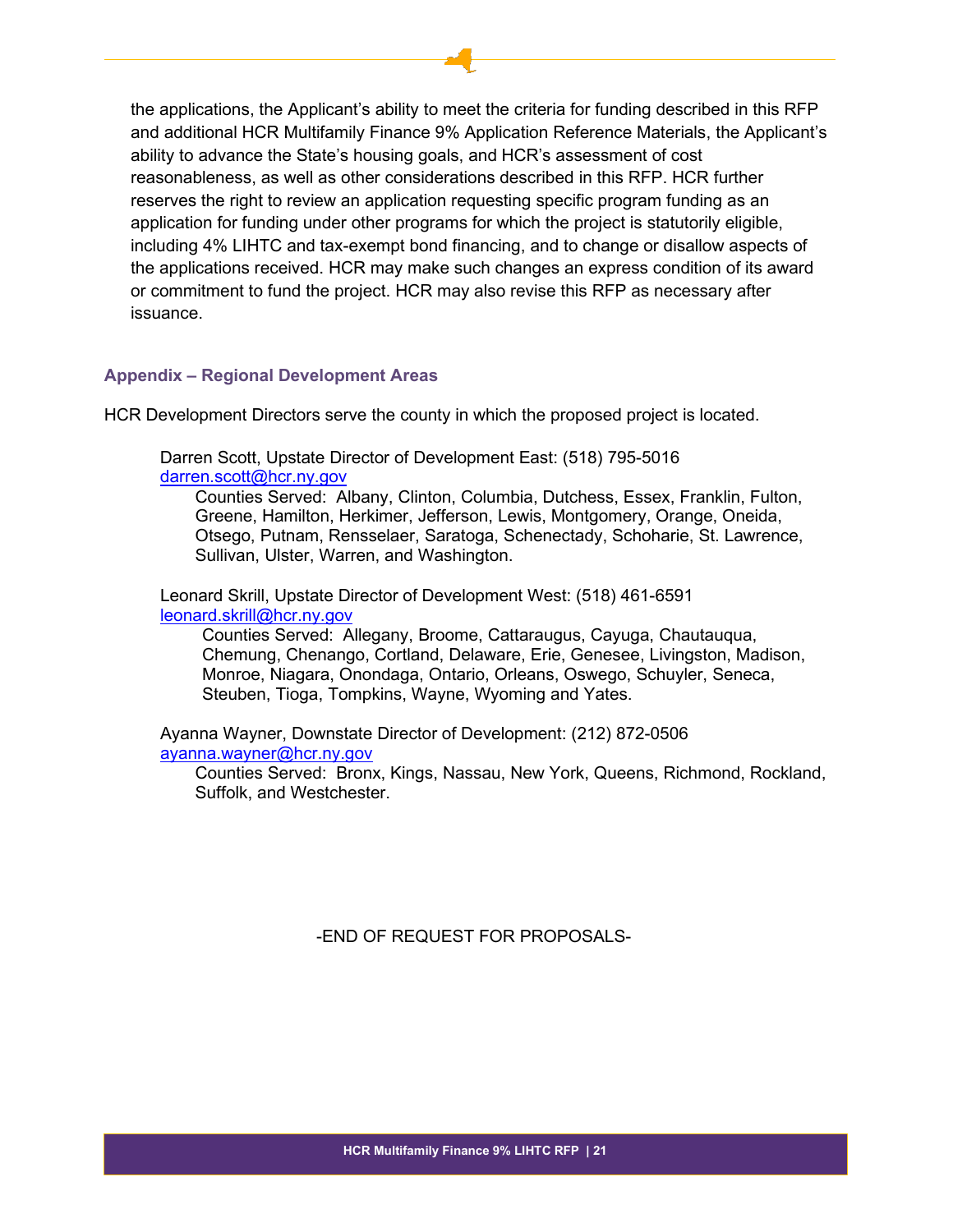the applications, the Applicant's ability to meet the criteria for funding described in this RFP and additional HCR Multifamily Finance 9% Application Reference Materials, the Applicant's ability to advance the State's housing goals, and HCR's assessment of cost reasonableness, as well as other considerations described in this RFP. HCR further reserves the right to review an application requesting specific program funding as an application for funding under other programs for which the project is statutorily eligible, including 4% LIHTC and tax-exempt bond financing, and to change or disallow aspects of the applications received. HCR may make such changes an express condition of its award or commitment to fund the project. HCR may also revise this RFP as necessary after issuance.

## Appendix – Regional Development Areas

HCR Development Directors serve the county in which the proposed project is located.

Darren Scott, Upstate Director of Development East: (518) 795-5016
darren.scott@hcr.ny.gov

Counties Served: Albany, Clinton, Columbia, Dutchess, Essex, Franklin, Fulton, Greene, Hamilton, Herkimer, Jefferson, Lewis, Montgomery, Orange, Oneida, Otsego, Putnam, Rensselaer, Saratoga, Schenectady, Schoharie, St. Lawrence, Sullivan, Ulster, Warren, and Washington.

Leonard Skrill, Upstate Director of Development West: (518) 461-6591
leonard.skrill@hcr.ny.gov

Counties Served: Allegany, Broome, Cattaraugus, Cayuga, Chautauqua, Chemung, Chenango, Cortland, Delaware, Erie, Genesee, Livingston, Madison, Monroe, Niagara, Onondaga, Ontario, Orleans, Oswego, Schuyler, Seneca, Steuben, Tioga, Tompkins, Wayne, Wyoming and Yates.

Ayanna Wayner, Downstate Director of Development: (212) 872-0506
ayanna.wayner@hcr.ny.gov

Counties Served: Bronx, Kings, Nassau, New York, Queens, Richmond, Rockland, Suffolk, and Westchester.

-END OF REQUEST FOR PROPOSALS-